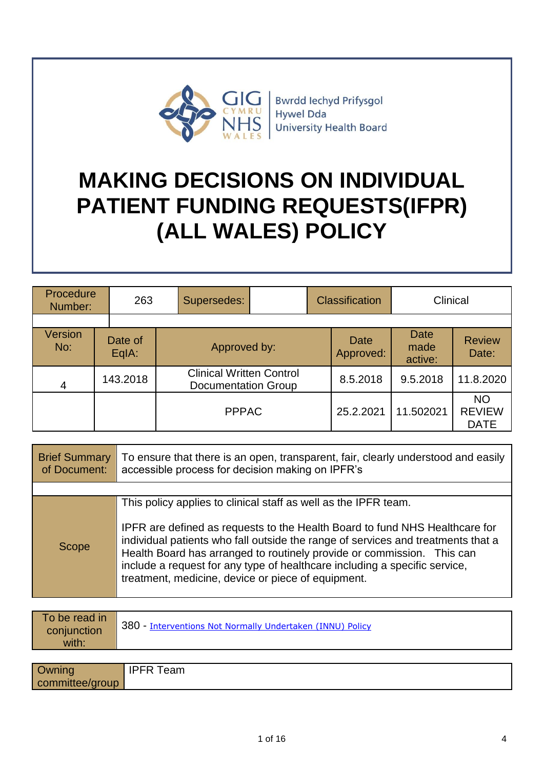Bwrdd Iechyd Prifysgol Hywel Dda University Health Board

# MAKING DECISIONS ON INDIVIDUAL PATIENT FUNDING REQUESTS(IFPR) (ALL WALES) POLICY

| Procedure Number: | 263 | Supersedes: | | Classification | Clinical |
|---|---|---|---|---|---|

| Version No: | Date of EqIA: | Approved by: | Date Approved: | Date made active: | Review Date: |
|---|---|---|---|---|---|
| 4 | 143.2018 | Clinical Written Control Documentation Group | 8.5.2018 | 9.5.2018 | 11.8.2020 |
| | | PPPAC | 25.2.2021 | 11.502021 | NO REVIEW DATE |

| Brief Summary of Document: | To ensure that there is an open, transparent, fair, clearly understood and easily accessible process for decision making on IPFR's |
|---|---|
| Scope | This policy applies to clinical staff as well as the IPFR team.<br><br>IPFR are defined as requests to the Health Board to fund NHS Healthcare for individual patients who fall outside the range of services and treatments that a Health Board has arranged to routinely provide or commission. This can include a request for any type of healthcare including a specific service, treatment, medicine, device or piece of equipment. |

| To be read in conjunction with: | 380 - Interventions Not Normally Undertaken (INNU) Policy |
|---|---|

| Owning committee/group | IPFR Team |
|---|---|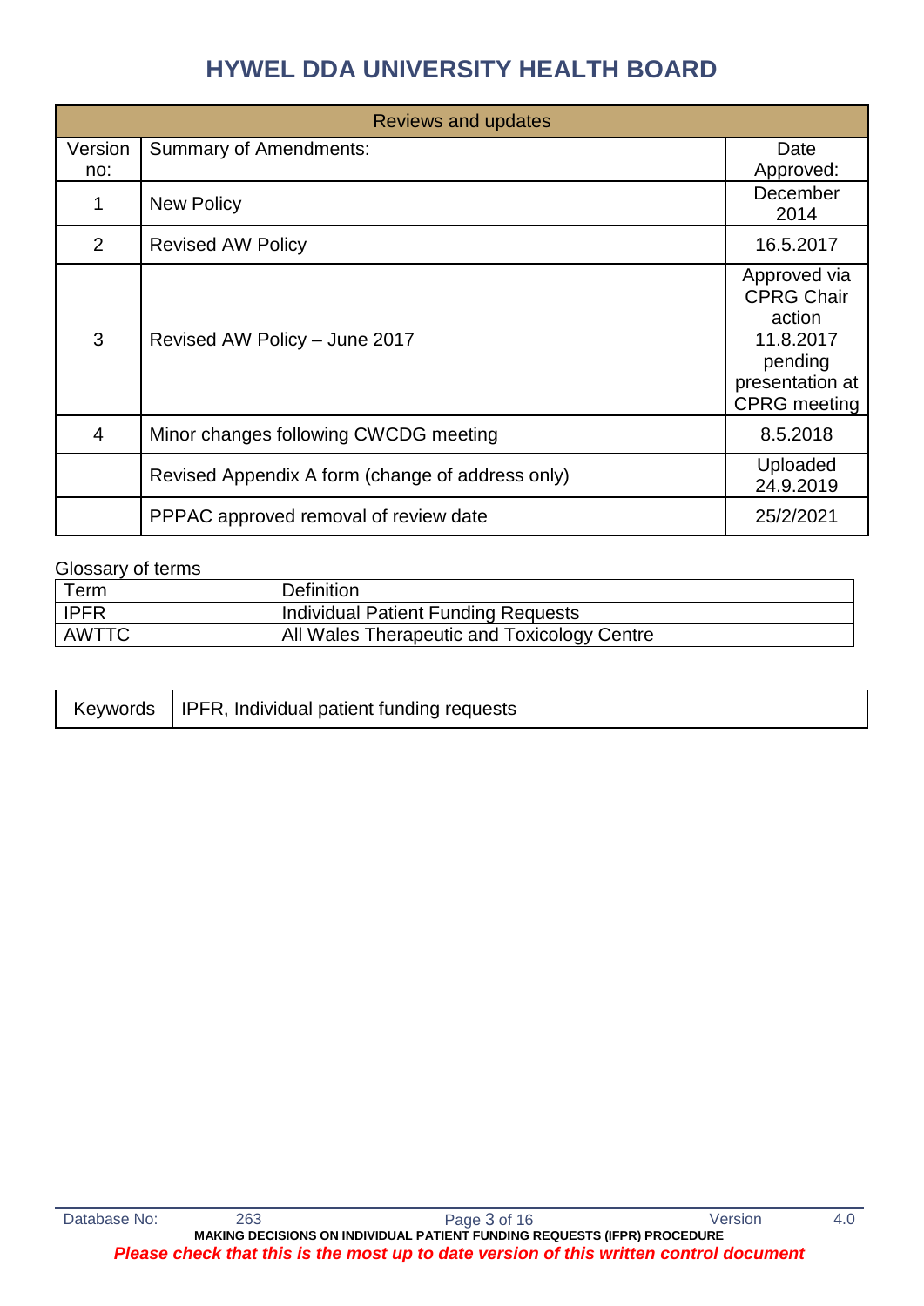# HYWEL DDA UNIVERSITY HEALTH BOARD

| Reviews and updates | | |
|---|---|---|
| Version no: | Summary of Amendments: | Date Approved: |
| 1 | New Policy | December 2014 |
| 2 | Revised AW Policy | 16.5.2017 |
| 3 | Revised AW Policy – June 2017 | Approved via CPRG Chair action 11.8.2017 pending presentation at CPRG meeting |
| 4 | Minor changes following CWCDG meeting | 8.5.2018 |
| | Revised Appendix A form (change of address only) | Uploaded 24.9.2019 |
| | PPPAC approved removal of review date | 25/2/2021 |

Glossary of terms

| Term | Definition |
|---|---|
| IPFR | Individual Patient Funding Requests |
| AWTTC | All Wales Therapeutic and Toxicology Centre |

| Keywords | IPFR, Individual patient funding requests |
|---|---|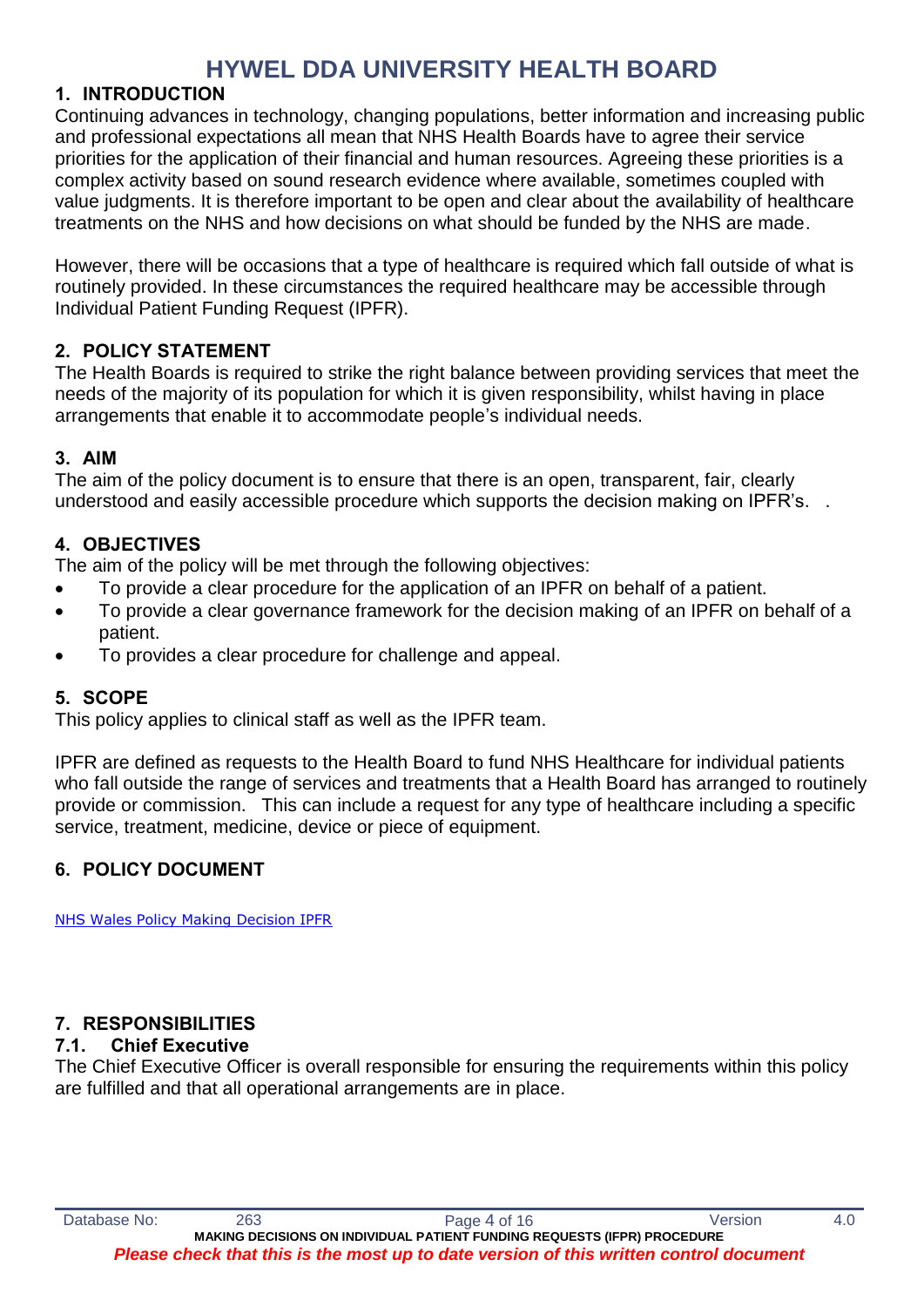# HYWEL DDA UNIVERSITY HEALTH BOARD

## 1. INTRODUCTION

Continuing advances in technology, changing populations, better information and increasing public and professional expectations all mean that NHS Health Boards have to agree their service priorities for the application of their financial and human resources. Agreeing these priorities is a complex activity based on sound research evidence where available, sometimes coupled with value judgments. It is therefore important to be open and clear about the availability of healthcare treatments on the NHS and how decisions on what should be funded by the NHS are made.

However, there will be occasions that a type of healthcare is required which fall outside of what is routinely provided. In these circumstances the required healthcare may be accessible through Individual Patient Funding Request (IPFR).

## 2. POLICY STATEMENT

The Health Boards is required to strike the right balance between providing services that meet the needs of the majority of its population for which it is given responsibility, whilst having in place arrangements that enable it to accommodate people's individual needs.

## 3. AIM

The aim of the policy document is to ensure that there is an open, transparent, fair, clearly understood and easily accessible procedure which supports the decision making on IPFR's. .

## 4. OBJECTIVES

The aim of the policy will be met through the following objectives:

- To provide a clear procedure for the application of an IPFR on behalf of a patient.
- To provide a clear governance framework for the decision making of an IPFR on behalf of a patient.
- To provides a clear procedure for challenge and appeal.

## 5. SCOPE

This policy applies to clinical staff as well as the IPFR team.

IPFR are defined as requests to the Health Board to fund NHS Healthcare for individual patients who fall outside the range of services and treatments that a Health Board has arranged to routinely provide or commission. This can include a request for any type of healthcare including a specific service, treatment, medicine, device or piece of equipment.

## 6. POLICY DOCUMENT

NHS Wales Policy Making Decision IPFR

## 7. RESPONSIBILITIES

### 7.1. Chief Executive

The Chief Executive Officer is overall responsible for ensuring the requirements within this policy are fulfilled and that all operational arrangements are in place.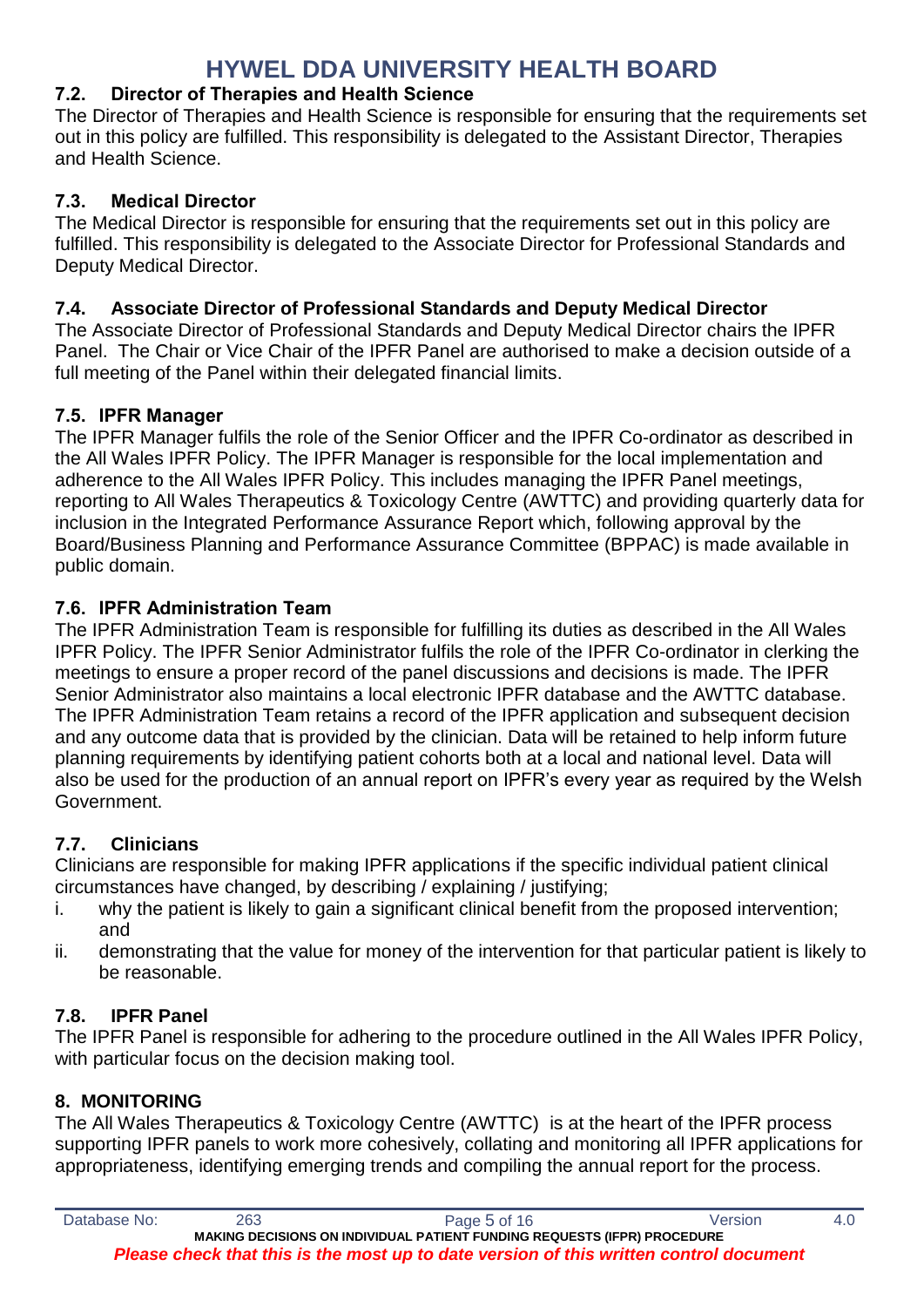### 7.2. Director of Therapies and Health Science

The Director of Therapies and Health Science is responsible for ensuring that the requirements set out in this policy are fulfilled. This responsibility is delegated to the Assistant Director, Therapies and Health Science.

### 7.3. Medical Director

The Medical Director is responsible for ensuring that the requirements set out in this policy are fulfilled. This responsibility is delegated to the Associate Director for Professional Standards and Deputy Medical Director.

### 7.4. Associate Director of Professional Standards and Deputy Medical Director

The Associate Director of Professional Standards and Deputy Medical Director chairs the IPFR Panel. The Chair or Vice Chair of the IPFR Panel are authorised to make a decision outside of a full meeting of the Panel within their delegated financial limits.

### 7.5. IPFR Manager

The IPFR Manager fulfils the role of the Senior Officer and the IPFR Co-ordinator as described in the All Wales IPFR Policy. The IPFR Manager is responsible for the local implementation and adherence to the All Wales IPFR Policy. This includes managing the IPFR Panel meetings, reporting to All Wales Therapeutics & Toxicology Centre (AWTTC) and providing quarterly data for inclusion in the Integrated Performance Assurance Report which, following approval by the Board/Business Planning and Performance Assurance Committee (BPPAC) is made available in public domain.

### 7.6. IPFR Administration Team

The IPFR Administration Team is responsible for fulfilling its duties as described in the All Wales IPFR Policy. The IPFR Senior Administrator fulfils the role of the IPFR Co-ordinator in clerking the meetings to ensure a proper record of the panel discussions and decisions is made. The IPFR Senior Administrator also maintains a local electronic IPFR database and the AWTTC database. The IPFR Administration Team retains a record of the IPFR application and subsequent decision and any outcome data that is provided by the clinician. Data will be retained to help inform future planning requirements by identifying patient cohorts both at a local and national level. Data will also be used for the production of an annual report on IPFR's every year as required by the Welsh Government.

### 7.7. Clinicians

Clinicians are responsible for making IPFR applications if the specific individual patient clinical circumstances have changed, by describing / explaining / justifying;

- i. why the patient is likely to gain a significant clinical benefit from the proposed intervention; and
- ii. demonstrating that the value for money of the intervention for that particular patient is likely to be reasonable.

### 7.8. IPFR Panel

The IPFR Panel is responsible for adhering to the procedure outlined in the All Wales IPFR Policy, with particular focus on the decision making tool.

## 8. MONITORING

The All Wales Therapeutics & Toxicology Centre (AWTTC) is at the heart of the IPFR process supporting IPFR panels to work more cohesively, collating and monitoring all IPFR applications for appropriateness, identifying emerging trends and compiling the annual report for the process.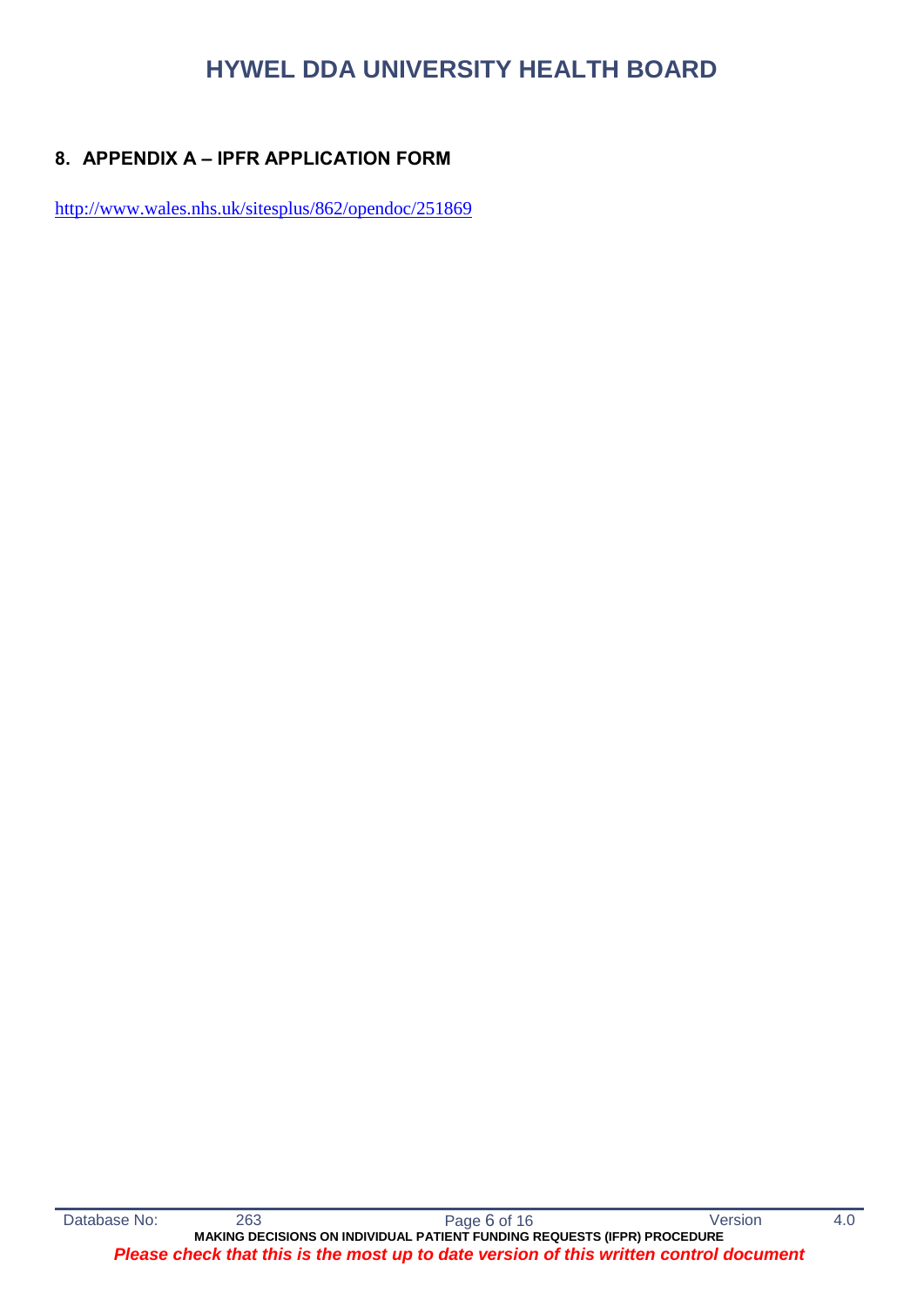## 8. APPENDIX A – IPFR APPLICATION FORM

http://www.wales.nhs.uk/sitesplus/862/opendoc/251869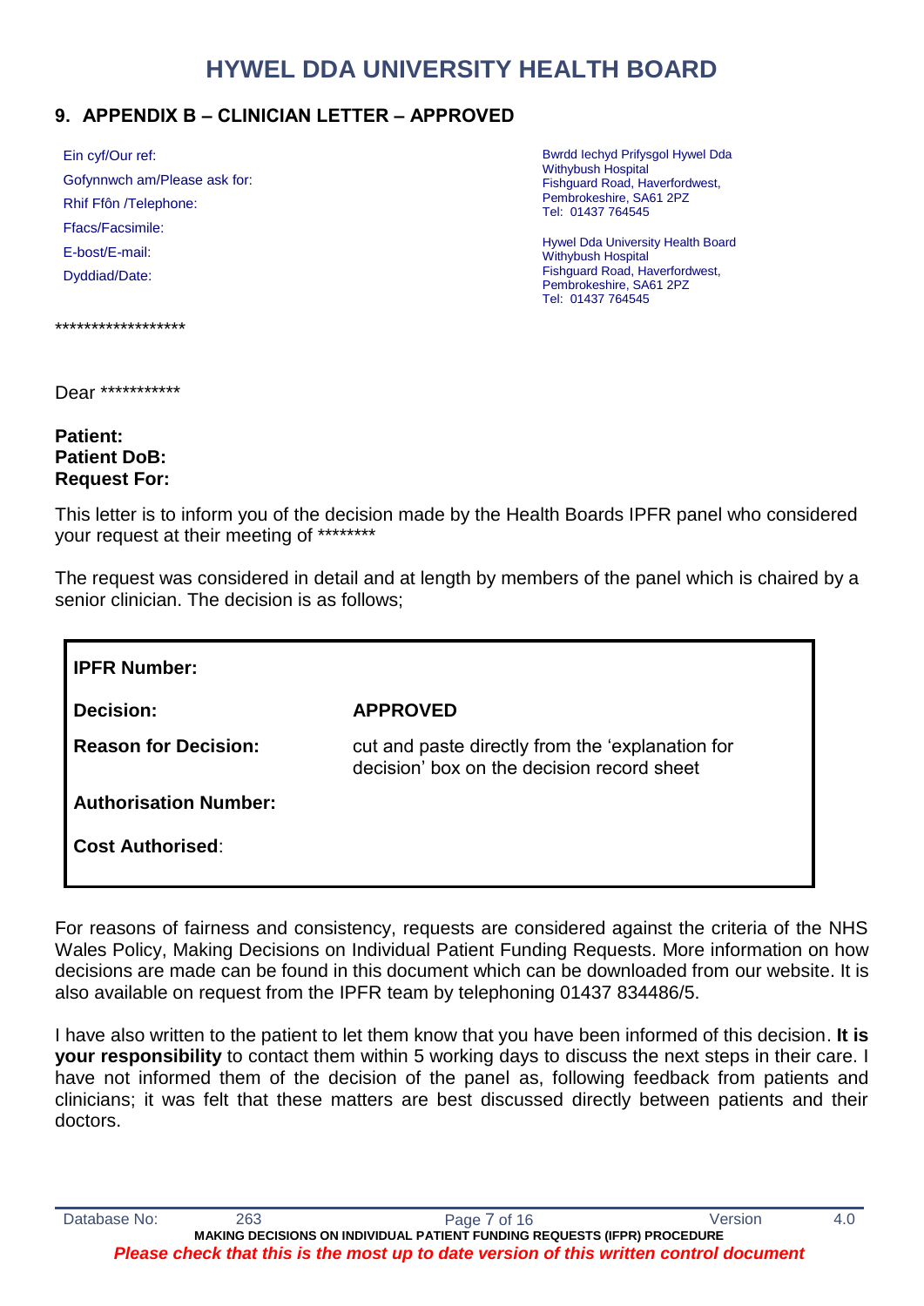# HYWEL DDA UNIVERSITY HEALTH BOARD

## 9. APPENDIX B – CLINICIAN LETTER – APPROVED

Ein cyf/Our ref:
Gofynnwch am/Please ask for:
Rhif Ffôn /Telephone:
Ffacs/Facsimile:
E-bost/E-mail:
Dyddiad/Date:

Bwrdd Iechyd Prifysgol Hywel Dda
Withybush Hospital
Fishguard Road, Haverfordwest,
Pembrokeshire, SA61 2PZ
Tel: 01437 764545

Hywel Dda University Health Board
Withybush Hospital
Fishguard Road, Haverfordwest,
Pembrokeshire, SA61 2PZ
Tel: 01437 764545

******************

Dear ***********

**Patient:**
**Patient DoB:**
**Request For:**

This letter is to inform you of the decision made by the Health Boards IPFR panel who considered your request at their meeting of ********

The request was considered in detail and at length by members of the panel which is chaired by a senior clinician. The decision is as follows;

| | |
|---|---|
| **IPFR Number:** | |
| **Decision:** | **APPROVED** |
| **Reason for Decision:** | cut and paste directly from the 'explanation for decision' box on the decision record sheet |
| **Authorisation Number:** | |
| **Cost Authorised**: | |

For reasons of fairness and consistency, requests are considered against the criteria of the NHS Wales Policy, Making Decisions on Individual Patient Funding Requests. More information on how decisions are made can be found in this document which can be downloaded from our website. It is also available on request from the IPFR team by telephoning 01437 834486/5.

I have also written to the patient to let them know that you have been informed of this decision. **It is your responsibility** to contact them within 5 working days to discuss the next steps in their care. I have not informed them of the decision of the panel as, following feedback from patients and clinicians; it was felt that these matters are best discussed directly between patients and their doctors.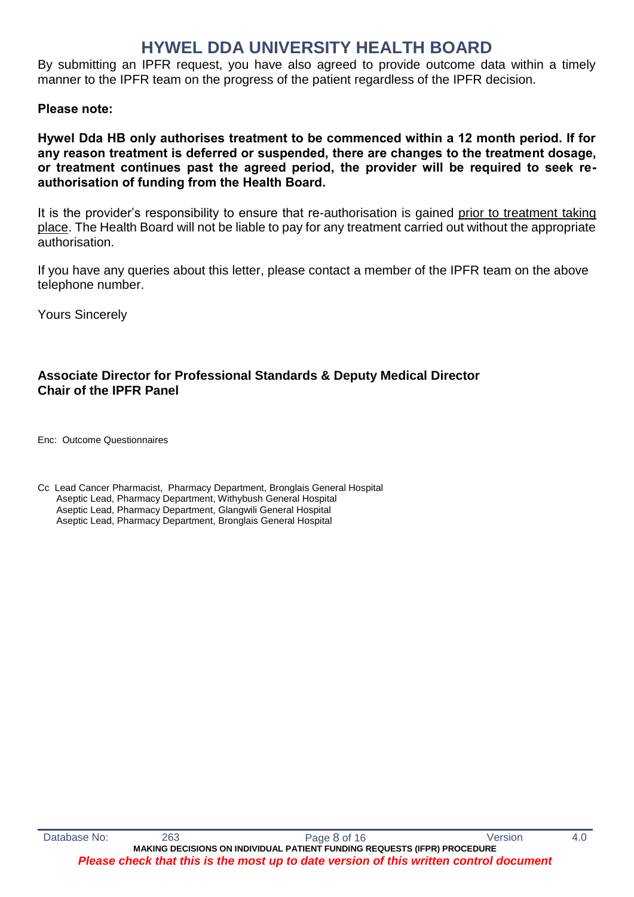By submitting an IPFR request, you have also agreed to provide outcome data within a timely manner to the IPFR team on the progress of the patient regardless of the IPFR decision.

**Please note:**

**Hywel Dda HB only authorises treatment to be commenced within a 12 month period. If for any reason treatment is deferred or suspended, there are changes to the treatment dosage, or treatment continues past the agreed period, the provider will be required to seek re-authorisation of funding from the Health Board.**

It is the provider's responsibility to ensure that re-authorisation is gained <u>prior to treatment taking place</u>. The Health Board will not be liable to pay for any treatment carried out without the appropriate authorisation.

If you have any queries about this letter, please contact a member of the IPFR team on the above telephone number.

Yours Sincerely

**Associate Director for Professional Standards & Deputy Medical Director**
**Chair of the IPFR Panel**

Enc: Outcome Questionnaires

Cc Lead Cancer Pharmacist, Pharmacy Department, Bronglais General Hospital
Aseptic Lead, Pharmacy Department, Withybush General Hospital
Aseptic Lead, Pharmacy Department, Glangwili General Hospital
Aseptic Lead, Pharmacy Department, Bronglais General Hospital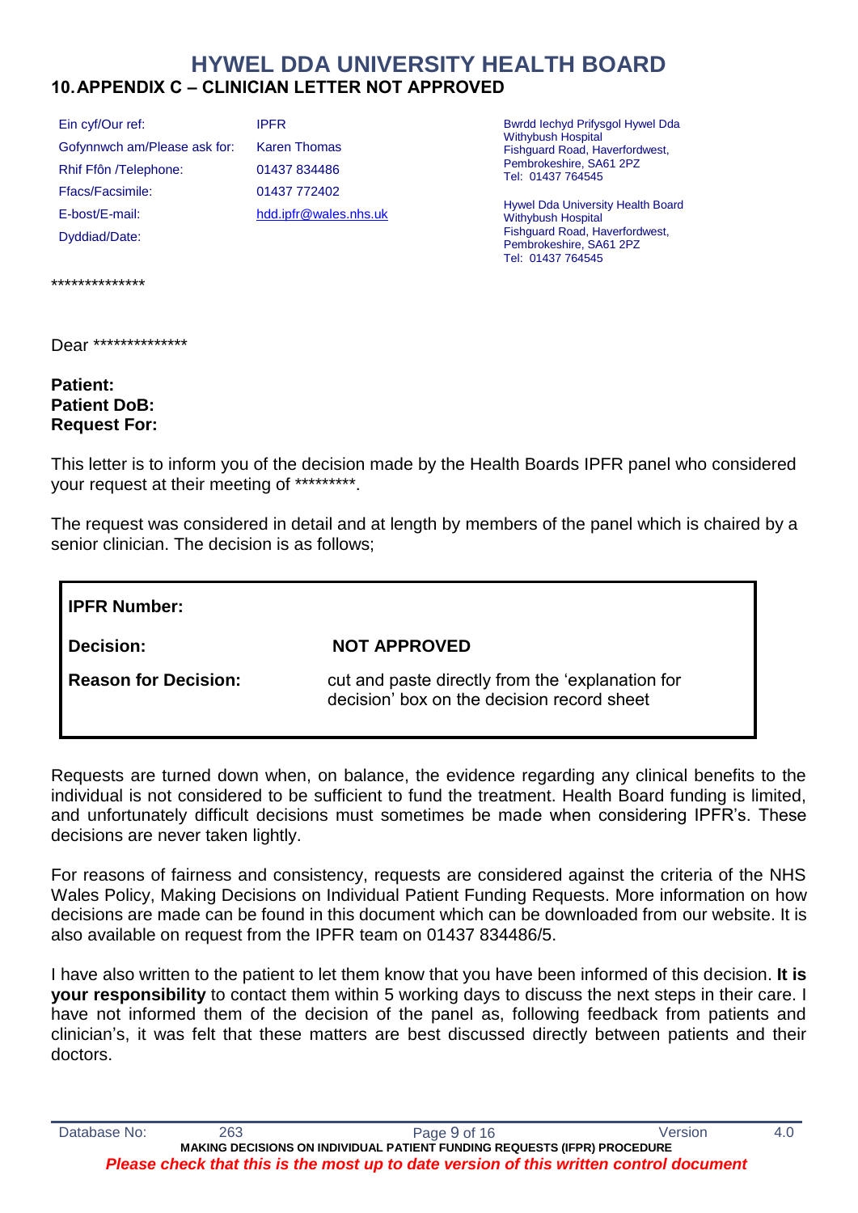# HYWEL DDA UNIVERSITY HEALTH BOARD

## 10. APPENDIX C – CLINICIAN LETTER NOT APPROVED

| | |
|---|---|
| Ein cyf/Our ref: | IPFR |
| Gofynnwch am/Please ask for: | Karen Thomas |
| Rhif Ffôn /Telephone: | 01437 834486 |
| Ffacs/Facsimile: | 01437 772402 |
| E-bost/E-mail: | hdd.ipfr@wales.nhs.uk |
| Dyddiad/Date: | |

Bwrdd Iechyd Prifysgol Hywel Dda
Withybush Hospital
Fishguard Road, Haverfordwest,
Pembrokeshire, SA61 2PZ
Tel: 01437 764545

Hywel Dda University Health Board
Withybush Hospital
Fishguard Road, Haverfordwest,
Pembrokeshire, SA61 2PZ
Tel: 01437 764545

**************

Dear **************

**Patient:**
**Patient DoB:**
**Request For:**

This letter is to inform you of the decision made by the Health Boards IPFR panel who considered your request at their meeting of *********.

The request was considered in detail and at length by members of the panel which is chaired by a senior clinician. The decision is as follows;

| | |
|---|---|
| **IPFR Number:** | |
| **Decision:** | **NOT APPROVED** |
| **Reason for Decision:** | cut and paste directly from the 'explanation for decision' box on the decision record sheet |

Requests are turned down when, on balance, the evidence regarding any clinical benefits to the individual is not considered to be sufficient to fund the treatment. Health Board funding is limited, and unfortunately difficult decisions must sometimes be made when considering IPFR's. These decisions are never taken lightly.

For reasons of fairness and consistency, requests are considered against the criteria of the NHS Wales Policy, Making Decisions on Individual Patient Funding Requests. More information on how decisions are made can be found in this document which can be downloaded from our website. It is also available on request from the IPFR team on 01437 834486/5.

I have also written to the patient to let them know that you have been informed of this decision. **It is your responsibility** to contact them within 5 working days to discuss the next steps in their care. I have not informed them of the decision of the panel as, following feedback from patients and clinician's, it was felt that these matters are best discussed directly between patients and their doctors.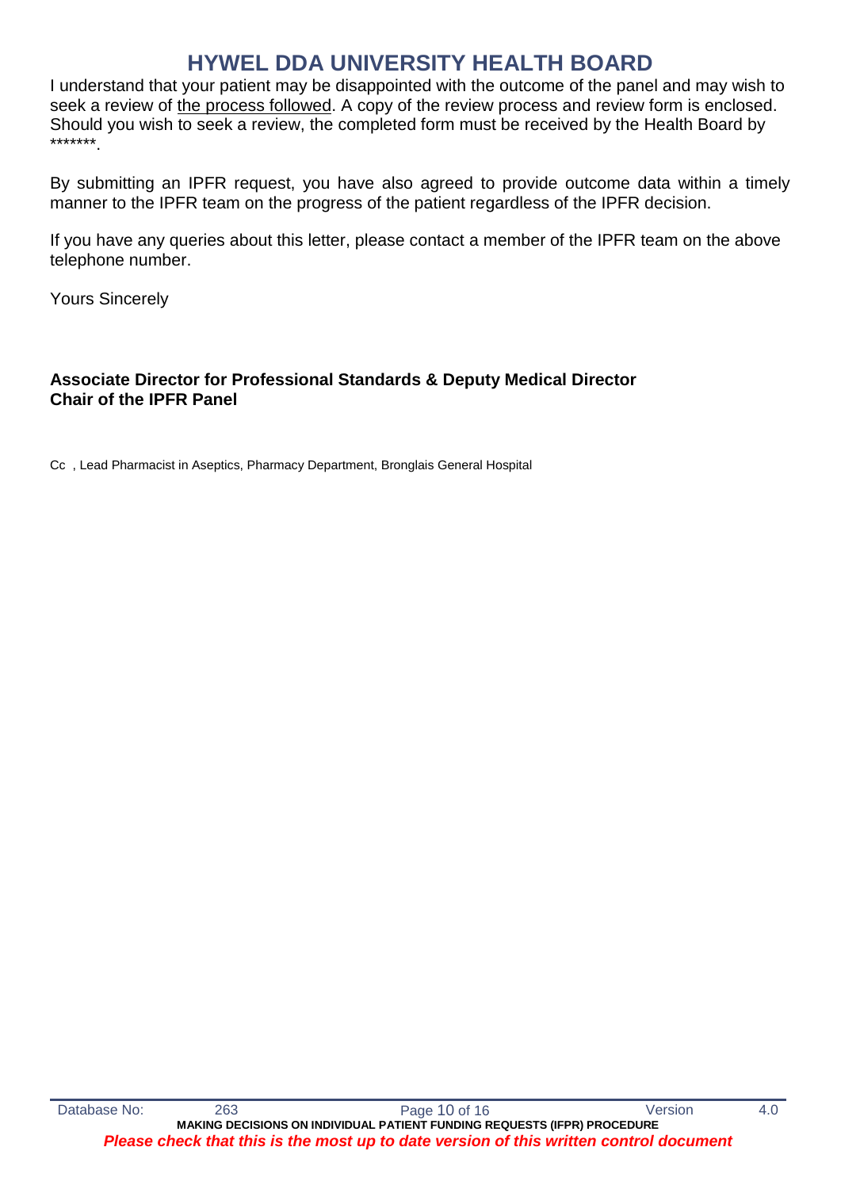I understand that your patient may be disappointed with the outcome of the panel and may wish to seek a review of the process followed. A copy of the review process and review form is enclosed. Should you wish to seek a review, the completed form must be received by the Health Board by *******.

By submitting an IPFR request, you have also agreed to provide outcome data within a timely manner to the IPFR team on the progress of the patient regardless of the IPFR decision.

If you have any queries about this letter, please contact a member of the IPFR team on the above telephone number.

Yours Sincerely

**Associate Director for Professional Standards & Deputy Medical Director**
**Chair of the IPFR Panel**

Cc , Lead Pharmacist in Aseptics, Pharmacy Department, Bronglais General Hospital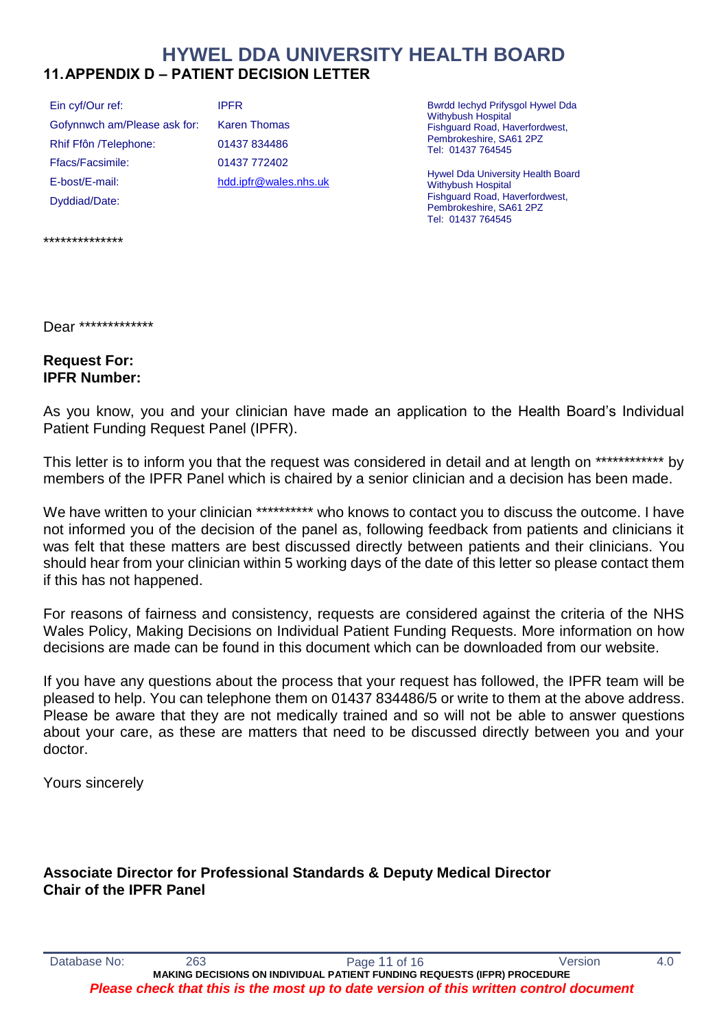# HYWEL DDA UNIVERSITY HEALTH BOARD

## 11. APPENDIX D – PATIENT DECISION LETTER

| | |
|---|---|
| Ein cyf/Our ref: | IPFR |
| Gofynnwch am/Please ask for: | Karen Thomas |
| Rhif Ffôn /Telephone: | 01437 834486 |
| Ffacs/Facsimile: | 01437 772402 |
| E-bost/E-mail: | hdd.ipfr@wales.nhs.uk |
| Dyddiad/Date: | |

Bwrdd Iechyd Prifysgol Hywel Dda
Withybush Hospital
Fishguard Road, Haverfordwest,
Pembrokeshire, SA61 2PZ
Tel: 01437 764545

Hywel Dda University Health Board
Withybush Hospital
Fishguard Road, Haverfordwest,
Pembrokeshire, SA61 2PZ
Tel: 01437 764545

**************

Dear *************

**Request For:**
**IPFR Number:**

As you know, you and your clinician have made an application to the Health Board's Individual Patient Funding Request Panel (IPFR).

This letter is to inform you that the request was considered in detail and at length on ************ by members of the IPFR Panel which is chaired by a senior clinician and a decision has been made.

We have written to your clinician ********** who knows to contact you to discuss the outcome. I have not informed you of the decision of the panel as, following feedback from patients and clinicians it was felt that these matters are best discussed directly between patients and their clinicians. You should hear from your clinician within 5 working days of the date of this letter so please contact them if this has not happened.

For reasons of fairness and consistency, requests are considered against the criteria of the NHS Wales Policy, Making Decisions on Individual Patient Funding Requests. More information on how decisions are made can be found in this document which can be downloaded from our website.

If you have any questions about the process that your request has followed, the IPFR team will be pleased to help. You can telephone them on 01437 834486/5 or write to them at the above address. Please be aware that they are not medically trained and so will not be able to answer questions about your care, as these are matters that need to be discussed directly between you and your doctor.

Yours sincerely

**Associate Director for Professional Standards & Deputy Medical Director**
**Chair of the IPFR Panel**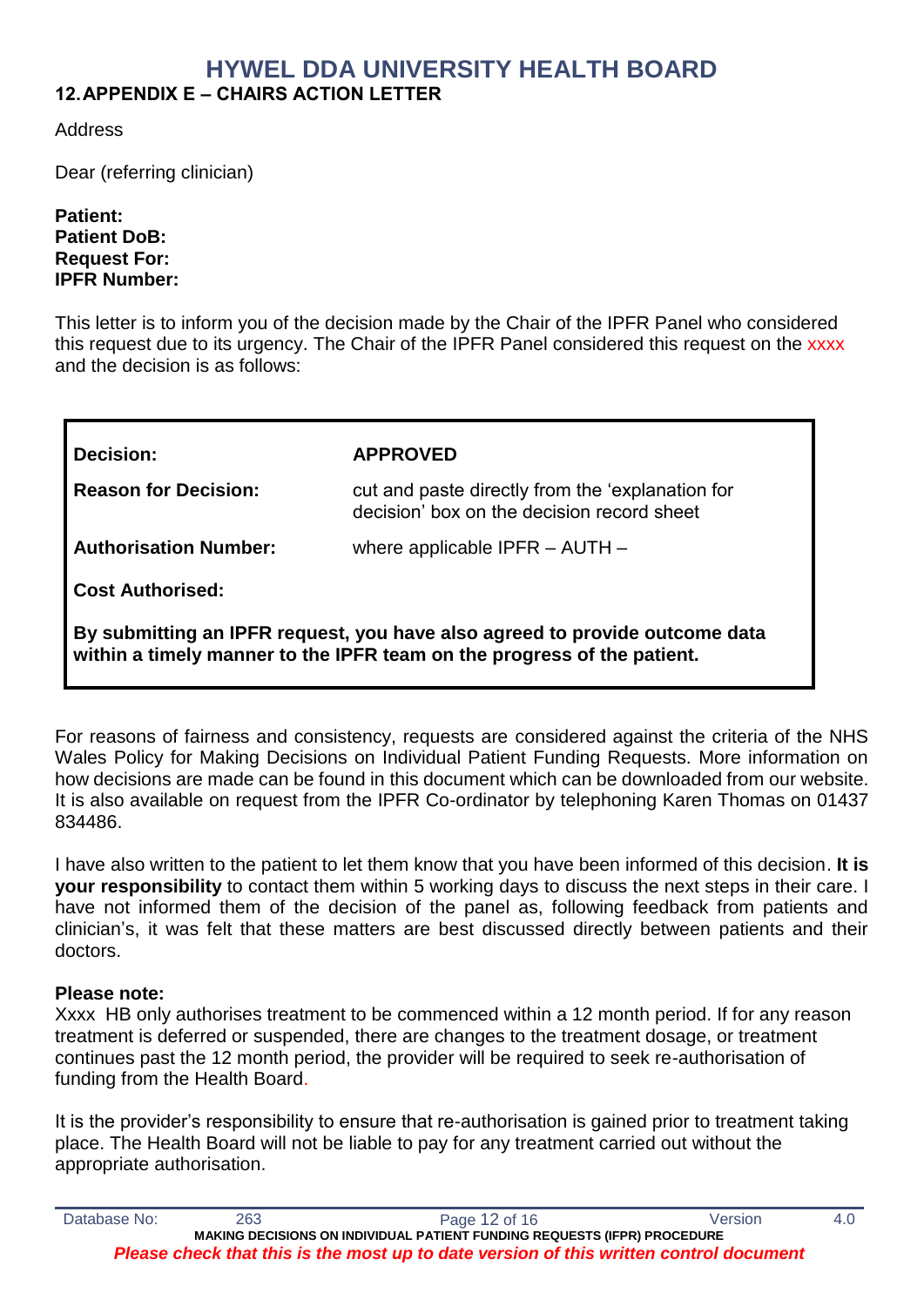## 12. APPENDIX E – CHAIRS ACTION LETTER

Address

Dear (referring clinician)

**Patient:**
**Patient DoB:**
**Request For:**
**IPFR Number:**

This letter is to inform you of the decision made by the Chair of the IPFR Panel who considered this request due to its urgency. The Chair of the IPFR Panel considered this request on the xxxx and the decision is as follows:

| | |
|---|---|
| **Decision:** | **APPROVED** |
| **Reason for Decision:** | cut and paste directly from the 'explanation for decision' box on the decision record sheet |
| **Authorisation Number:** | where applicable IPFR – AUTH – |
| **Cost Authorised:** | |

**By submitting an IPFR request, you have also agreed to provide outcome data within a timely manner to the IPFR team on the progress of the patient.**

For reasons of fairness and consistency, requests are considered against the criteria of the NHS Wales Policy for Making Decisions on Individual Patient Funding Requests. More information on how decisions are made can be found in this document which can be downloaded from our website. It is also available on request from the IPFR Co-ordinator by telephoning Karen Thomas on 01437 834486.

I have also written to the patient to let them know that you have been informed of this decision. **It is your responsibility** to contact them within 5 working days to discuss the next steps in their care. I have not informed them of the decision of the panel as, following feedback from patients and clinician's, it was felt that these matters are best discussed directly between patients and their doctors.

**Please note:**
Xxxx HB only authorises treatment to be commenced within a 12 month period. If for any reason treatment is deferred or suspended, there are changes to the treatment dosage, or treatment continues past the 12 month period, the provider will be required to seek re-authorisation of funding from the Health Board.

It is the provider's responsibility to ensure that re-authorisation is gained prior to treatment taking place. The Health Board will not be liable to pay for any treatment carried out without the appropriate authorisation.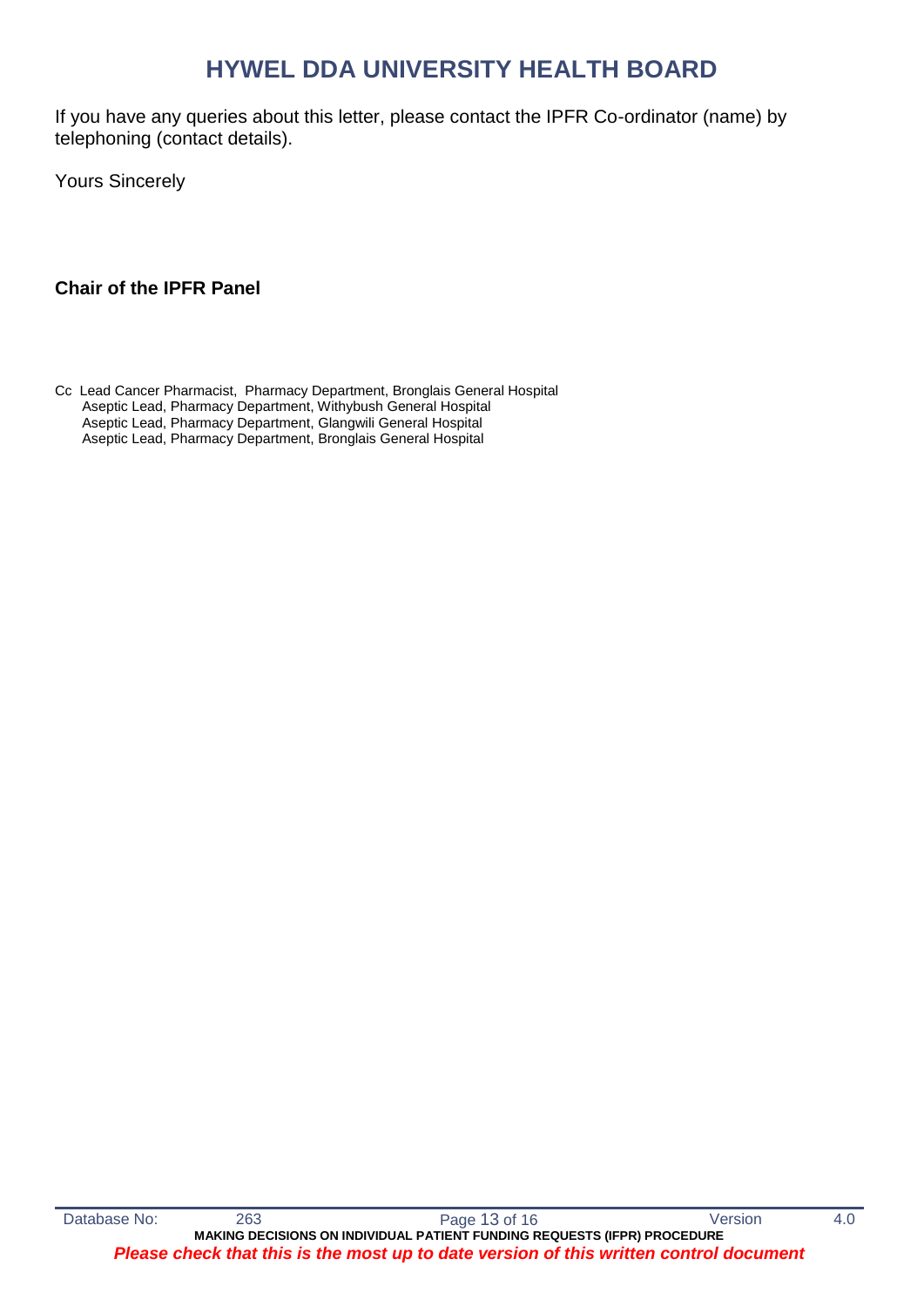# HYWEL DDA UNIVERSITY HEALTH BOARD

If you have any queries about this letter, please contact the IPFR Co-ordinator (name) by telephoning (contact details).

Yours Sincerely

**Chair of the IPFR Panel**

Cc Lead Cancer Pharmacist, Pharmacy Department, Bronglais General Hospital
Aseptic Lead, Pharmacy Department, Withybush General Hospital
Aseptic Lead, Pharmacy Department, Glangwili General Hospital
Aseptic Lead, Pharmacy Department, Bronglais General Hospital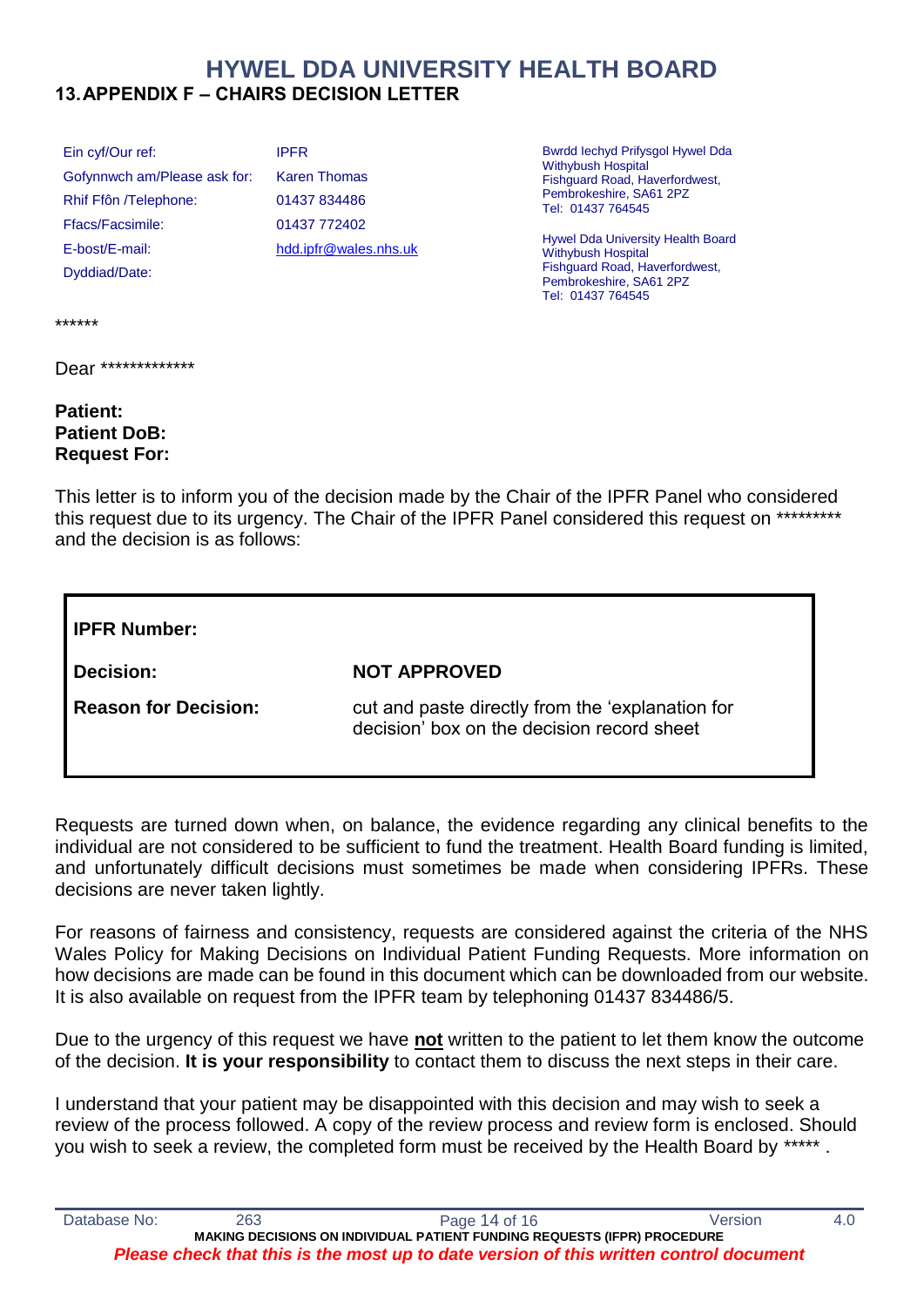# HYWEL DDA UNIVERSITY HEALTH BOARD

## 13. APPENDIX F – CHAIRS DECISION LETTER

| | |
|---|---|
| Ein cyf/Our ref: | IPFR |
| Gofynnwch am/Please ask for: | Karen Thomas |
| Rhif Ffôn /Telephone: | 01437 834486 |
| Ffacs/Facsimile: | 01437 772402 |
| E-bost/E-mail: | hdd.ipfr@wales.nhs.uk |
| Dyddiad/Date: | |

Bwrdd Iechyd Prifysgol Hywel Dda
Withybush Hospital
Fishguard Road, Haverfordwest,
Pembrokeshire, SA61 2PZ
Tel: 01437 764545

Hywel Dda University Health Board
Withybush Hospital
Fishguard Road, Haverfordwest,
Pembrokeshire, SA61 2PZ
Tel: 01437 764545

******

Dear *************

**Patient:**
**Patient DoB:**
**Request For:**

This letter is to inform you of the decision made by the Chair of the IPFR Panel who considered this request due to its urgency. The Chair of the IPFR Panel considered this request on ********* and the decision is as follows:

| | |
|---|---|
| **IPFR Number:** | |
| **Decision:** | **NOT APPROVED** |
| **Reason for Decision:** | cut and paste directly from the 'explanation for decision' box on the decision record sheet |

Requests are turned down when, on balance, the evidence regarding any clinical benefits to the individual are not considered to be sufficient to fund the treatment. Health Board funding is limited, and unfortunately difficult decisions must sometimes be made when considering IPFRs. These decisions are never taken lightly.

For reasons of fairness and consistency, requests are considered against the criteria of the NHS Wales Policy for Making Decisions on Individual Patient Funding Requests. More information on how decisions are made can be found in this document which can be downloaded from our website. It is also available on request from the IPFR team by telephoning 01437 834486/5.

Due to the urgency of this request we have **not** written to the patient to let them know the outcome of the decision. **It is your responsibility** to contact them to discuss the next steps in their care.

I understand that your patient may be disappointed with this decision and may wish to seek a review of the process followed. A copy of the review process and review form is enclosed. Should you wish to seek a review, the completed form must be received by the Health Board by ***** .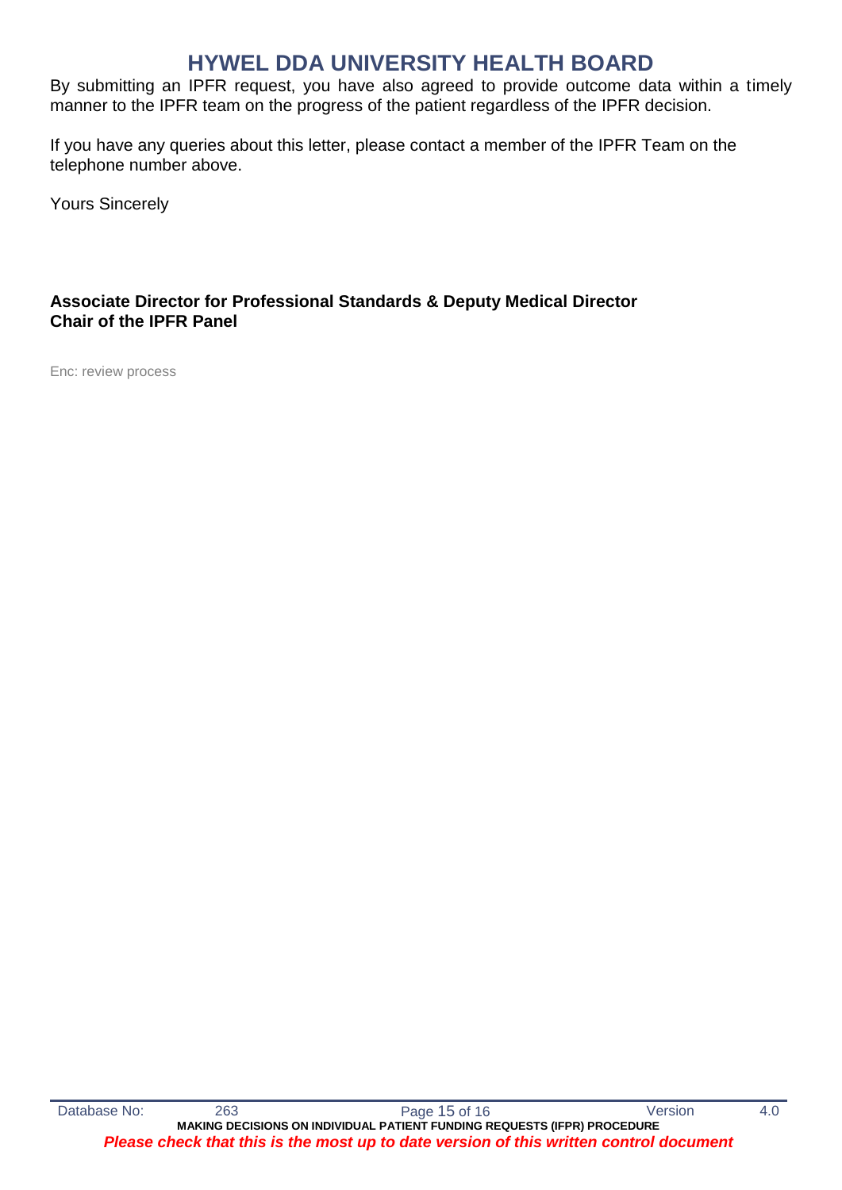By submitting an IPFR request, you have also agreed to provide outcome data within a timely manner to the IPFR team on the progress of the patient regardless of the IPFR decision.

If you have any queries about this letter, please contact a member of the IPFR Team on the telephone number above.

Yours Sincerely

**Associate Director for Professional Standards & Deputy Medical Director**
**Chair of the IPFR Panel**

Enc: review process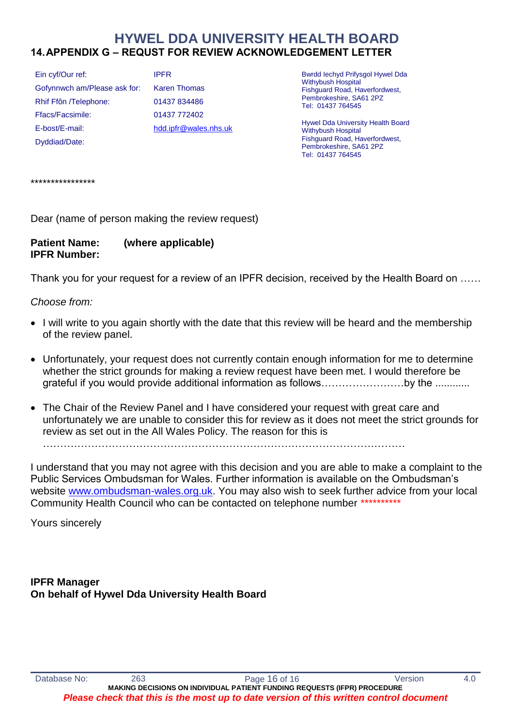# HYWEL DDA UNIVERSITY HEALTH BOARD

## 14. APPENDIX G – REQUST FOR REVIEW ACKNOWLEDGEMENT LETTER

| | |
|---|---|
| Ein cyf/Our ref: | IPFR |
| Gofynnwch am/Please ask for: | Karen Thomas |
| Rhif Ffôn /Telephone: | 01437 834486 |
| Ffacs/Facsimile: | 01437 772402 |
| E-bost/E-mail: | hdd.ipfr@wales.nhs.uk |
| Dyddiad/Date: | |

Bwrdd Iechyd Prifysgol Hywel Dda
Withybush Hospital
Fishguard Road, Haverfordwest,
Pembrokeshire, SA61 2PZ
Tel: 01437 764545

Hywel Dda University Health Board
Withybush Hospital
Fishguard Road, Haverfordwest,
Pembrokeshire, SA61 2PZ
Tel: 01437 764545

****************

Dear (name of person making the review request)

**Patient Name: (where applicable)**
**IPFR Number:**

Thank you for your request for a review of an IPFR decision, received by the Health Board on ……

*Choose from:*

- I will write to you again shortly with the date that this review will be heard and the membership of the review panel.
- Unfortunately, your request does not currently contain enough information for me to determine whether the strict grounds for making a review request have been met. I would therefore be grateful if you would provide additional information as follows……………………by the ............
- The Chair of the Review Panel and I have considered your request with great care and unfortunately we are unable to consider this for review as it does not meet the strict grounds for review as set out in the All Wales Policy. The reason for this is ………………………………………………………………………………………….

I understand that you may not agree with this decision and you are able to make a complaint to the Public Services Ombudsman for Wales. Further information is available on the Ombudsman's website www.ombudsman-wales.org.uk. You may also wish to seek further advice from your local Community Health Council who can be contacted on telephone number **********

Yours sincerely

**IPFR Manager**
**On behalf of Hywel Dda University Health Board**